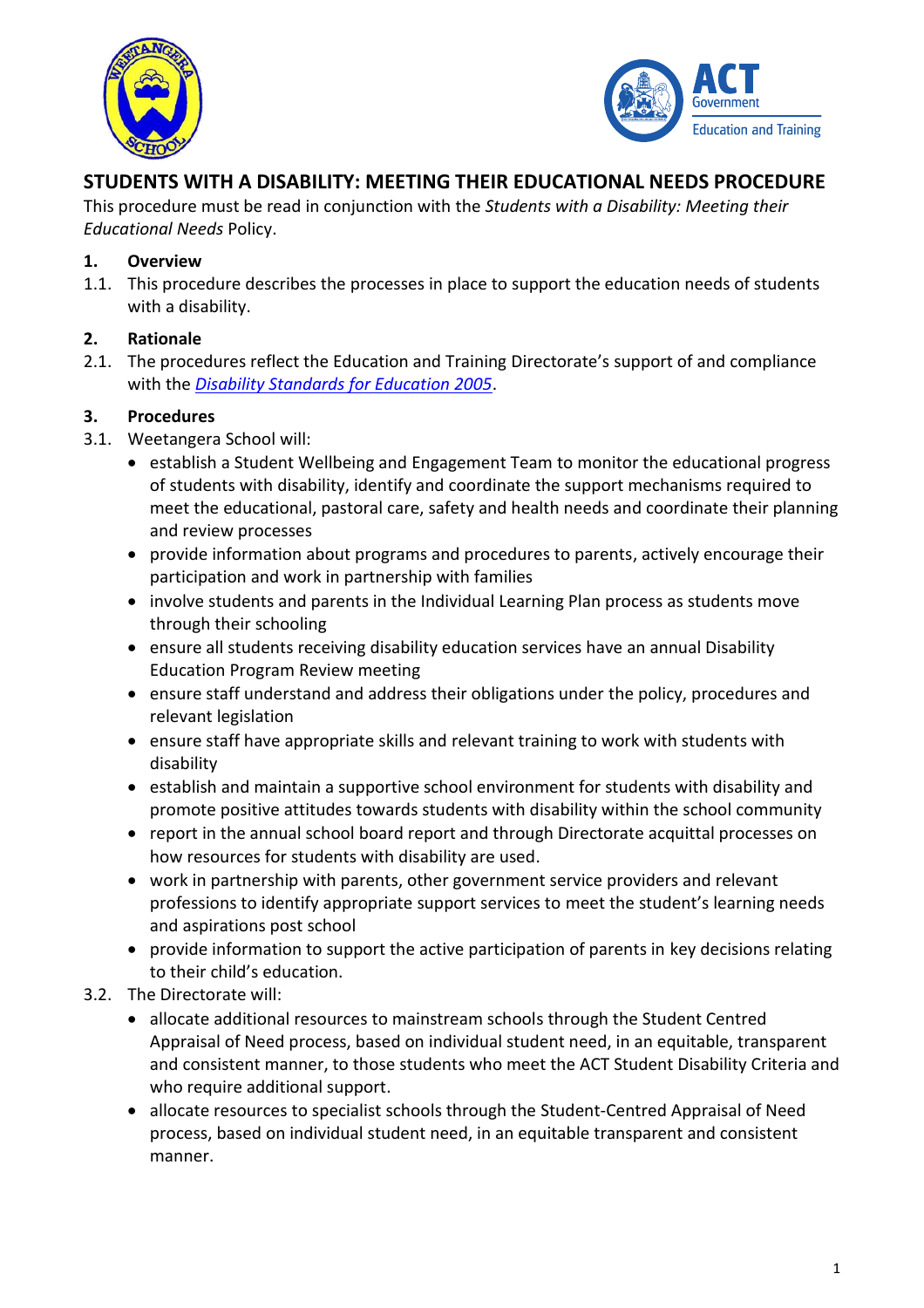# STUDENTS WITH A DISABILITY: MEETING THEIR EDUCATIONAL NEEDS PROCEDURE

This procedure must be read in conjunction with the *Students with a Disability: Meeting their Educational Needs* Policy.

## 1. Overview

1.1. This procedure describes the processes in place to support the education needs of students with a disability.

## 2. Rationale

2.1. The procedures reflect the Education and Training Directorate's support of and compliance with the *Disability Standards for Education 2005*.

## 3. Procedures

3.1. Weetangera School will:

- establish a Student Wellbeing and Engagement Team to monitor the educational progress of students with disability, identify and coordinate the support mechanisms required to meet the educational, pastoral care, safety and health needs and coordinate their planning and review processes
- provide information about programs and procedures to parents, actively encourage their participation and work in partnership with families
- involve students and parents in the Individual Learning Plan process as students move through their schooling
- ensure all students receiving disability education services have an annual Disability Education Program Review meeting
- ensure staff understand and address their obligations under the policy, procedures and relevant legislation
- ensure staff have appropriate skills and relevant training to work with students with disability
- establish and maintain a supportive school environment for students with disability and promote positive attitudes towards students with disability within the school community
- report in the annual school board report and through Directorate acquittal processes on how resources for students with disability are used.
- work in partnership with parents, other government service providers and relevant professions to identify appropriate support services to meet the student's learning needs and aspirations post school
- provide information to support the active participation of parents in key decisions relating to their child's education.

3.2. The Directorate will:

- allocate additional resources to mainstream schools through the Student Centred Appraisal of Need process, based on individual student need, in an equitable, transparent and consistent manner, to those students who meet the ACT Student Disability Criteria and who require additional support.
- allocate resources to specialist schools through the Student-Centred Appraisal of Need process, based on individual student need, in an equitable transparent and consistent manner.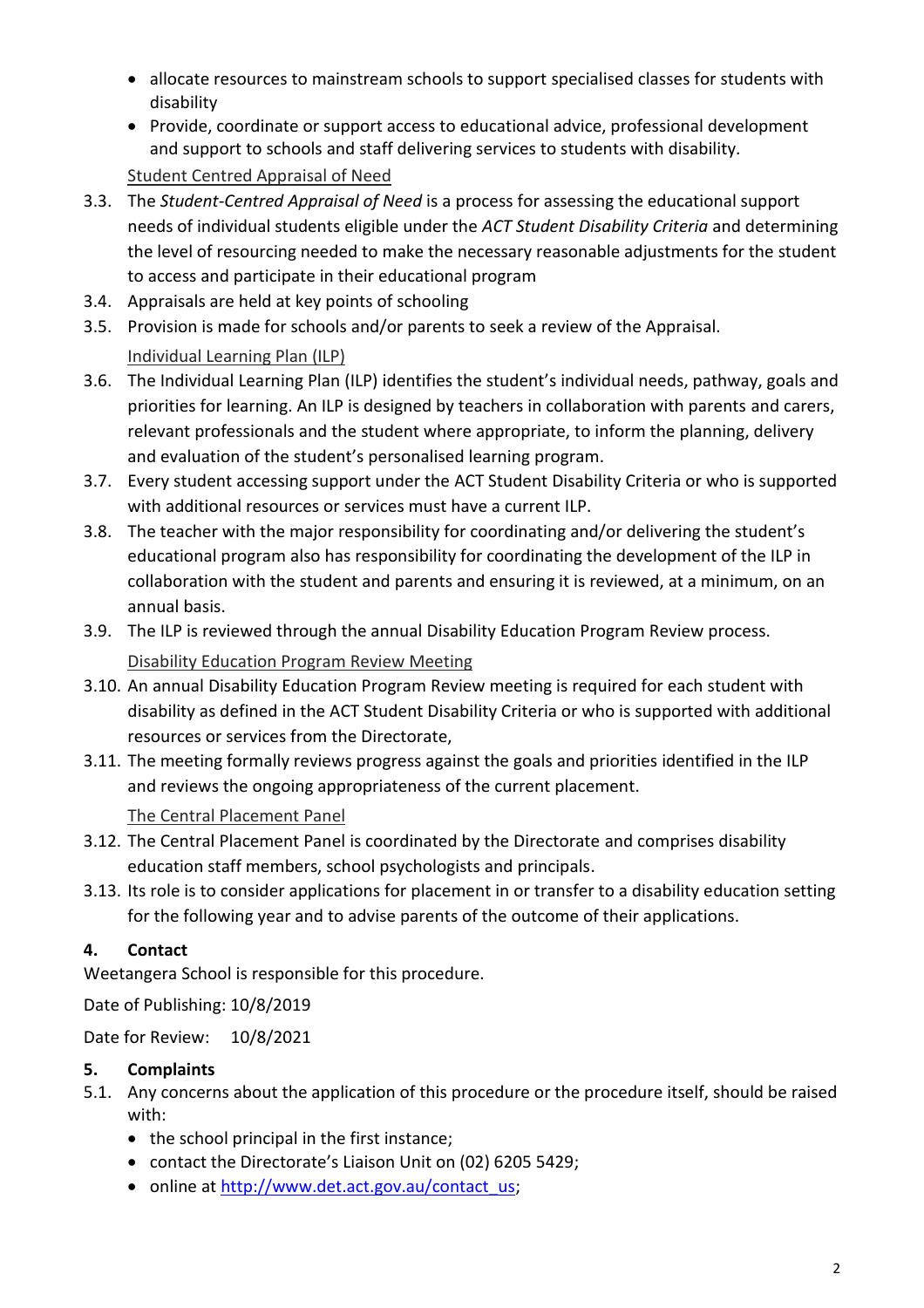- allocate resources to mainstream schools to support specialised classes for students with disability
- Provide, coordinate or support access to educational advice, professional development and support to schools and staff delivering services to students with disability.

Student Centred Appraisal of Need

3.3. The *Student-Centred Appraisal of Need* is a process for assessing the educational support needs of individual students eligible under the *ACT Student Disability Criteria* and determining the level of resourcing needed to make the necessary reasonable adjustments for the student to access and participate in their educational program

3.4. Appraisals are held at key points of schooling

3.5. Provision is made for schools and/or parents to seek a review of the Appraisal.

Individual Learning Plan (ILP)

3.6. The Individual Learning Plan (ILP) identifies the student's individual needs, pathway, goals and priorities for learning. An ILP is designed by teachers in collaboration with parents and carers, relevant professionals and the student where appropriate, to inform the planning, delivery and evaluation of the student's personalised learning program.

3.7. Every student accessing support under the ACT Student Disability Criteria or who is supported with additional resources or services must have a current ILP.

3.8. The teacher with the major responsibility for coordinating and/or delivering the student's educational program also has responsibility for coordinating the development of the ILP in collaboration with the student and parents and ensuring it is reviewed, at a minimum, on an annual basis.

3.9. The ILP is reviewed through the annual Disability Education Program Review process.

Disability Education Program Review Meeting

3.10. An annual Disability Education Program Review meeting is required for each student with disability as defined in the ACT Student Disability Criteria or who is supported with additional resources or services from the Directorate,

3.11. The meeting formally reviews progress against the goals and priorities identified in the ILP and reviews the ongoing appropriateness of the current placement.

The Central Placement Panel

3.12. The Central Placement Panel is coordinated by the Directorate and comprises disability education staff members, school psychologists and principals.

3.13. Its role is to consider applications for placement in or transfer to a disability education setting for the following year and to advise parents of the outcome of their applications.

## 4. Contact

Weetangera School is responsible for this procedure.

Date of Publishing: 10/8/2019

Date for Review: 10/8/2021

## 5. Complaints

5.1. Any concerns about the application of this procedure or the procedure itself, should be raised with:

- the school principal in the first instance;
- contact the Directorate's Liaison Unit on (02) 6205 5429;
- online at http://www.det.act.gov.au/contact_us;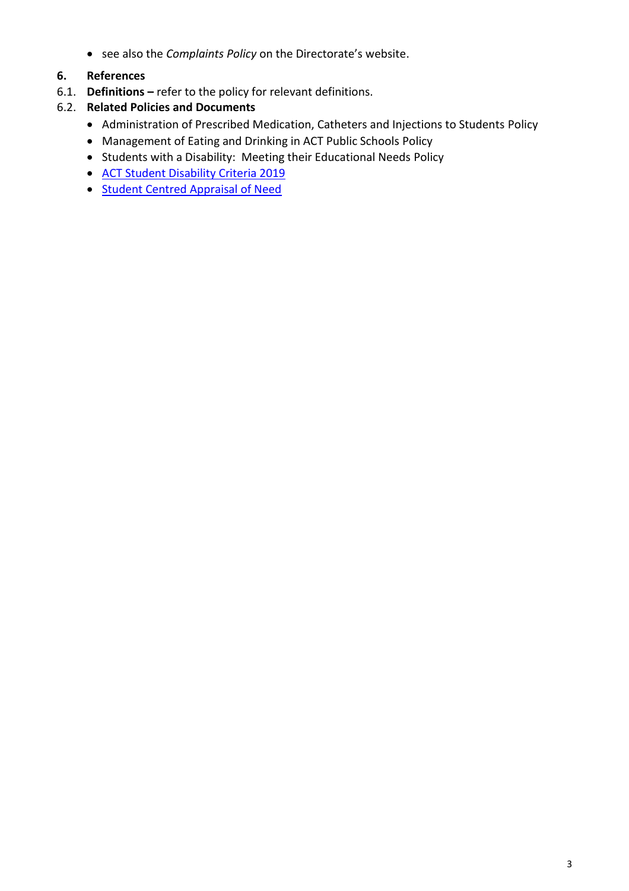- see also the *Complaints Policy* on the Directorate's website.

## 6. References

6.1. **Definitions –** refer to the policy for relevant definitions.

6.2. **Related Policies and Documents**

- Administration of Prescribed Medication, Catheters and Injections to Students Policy
- Management of Eating and Drinking in ACT Public Schools Policy
- Students with a Disability: Meeting their Educational Needs Policy
- ACT Student Disability Criteria 2019
- Student Centred Appraisal of Need